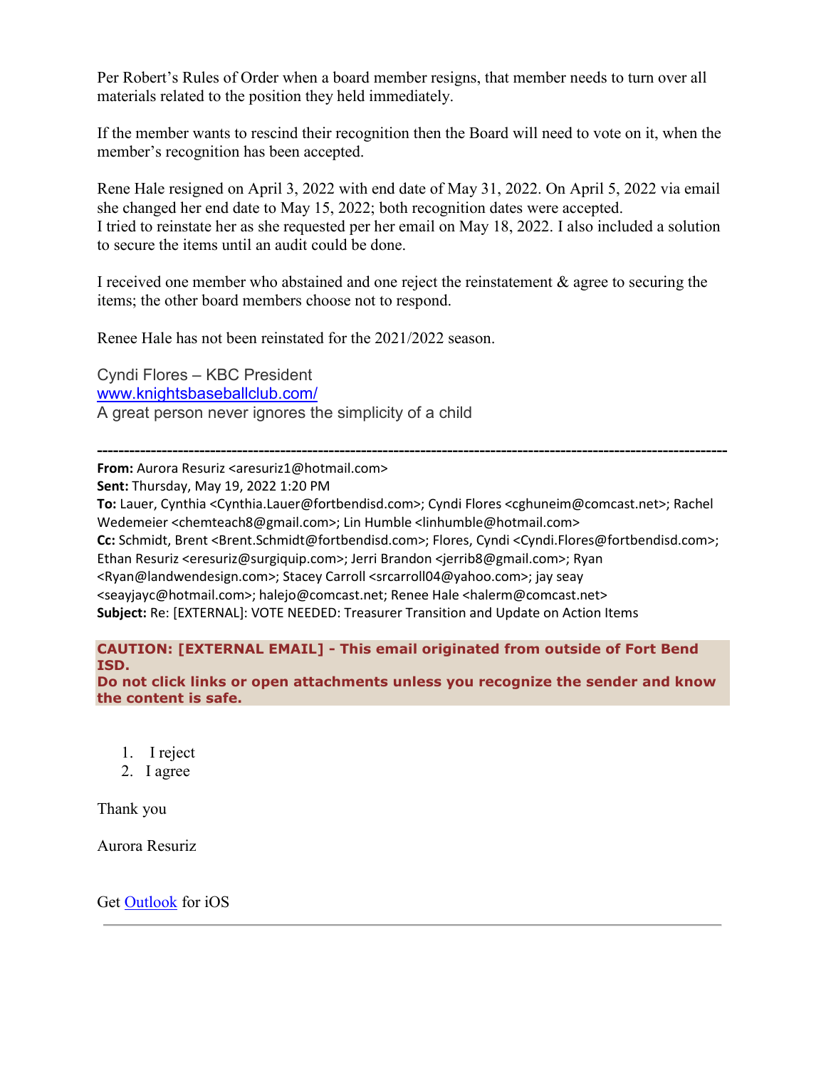Per Robert's Rules of Order when a board member resigns, that member needs to turn over all materials related to the position they held immediately.

If the member wants to rescind their recognition then the Board will need to vote on it, when the member's recognition has been accepted.

Rene Hale resigned on April 3, 2022 with end date of May 31, 2022. On April 5, 2022 via email she changed her end date to May 15, 2022; both recognition dates were accepted.
I tried to reinstate her as she requested per her email on May 18, 2022. I also included a solution to secure the items until an audit could be done.

I received one member who abstained and one reject the reinstatement & agree to securing the items; the other board members choose not to respond.

Renee Hale has not been reinstated for the 2021/2022 season.

Cyndi Flores – KBC President
[www.knightsbaseballclub.com/](www.knightsbaseballclub.com/)
A great person never ignores the simplicity of a child

---

**From:** Aurora Resuriz <aresuriz1@hotmail.com>
**Sent:** Thursday, May 19, 2022 1:20 PM
**To:** Lauer, Cynthia <Cynthia.Lauer@fortbendisd.com>; Cyndi Flores <cghuneim@comcast.net>; Rachel Wedemeier <chemteach8@gmail.com>; Lin Humble <linhumble@hotmail.com>
**Cc:** Schmidt, Brent <Brent.Schmidt@fortbendisd.com>; Flores, Cyndi <Cyndi.Flores@fortbendisd.com>; Ethan Resuriz <eresuriz@surgiquip.com>; Jerri Brandon <jerrib8@gmail.com>; Ryan <Ryan@landwendesign.com>; Stacey Carroll <srcarroll04@yahoo.com>; jay seay <seayjayc@hotmail.com>; halejo@comcast.net; Renee Hale <halerm@comcast.net>
**Subject:** Re: [EXTERNAL]: VOTE NEEDED: Treasurer Transition and Update on Action Items

**CAUTION: [EXTERNAL EMAIL] - This email originated from outside of Fort Bend ISD.**
**Do not click links or open attachments unless you recognize the sender and know the content is safe.**

1. I reject
2. I agree

Thank you

Aurora Resuriz

Get [Outlook](Outlook) for iOS

---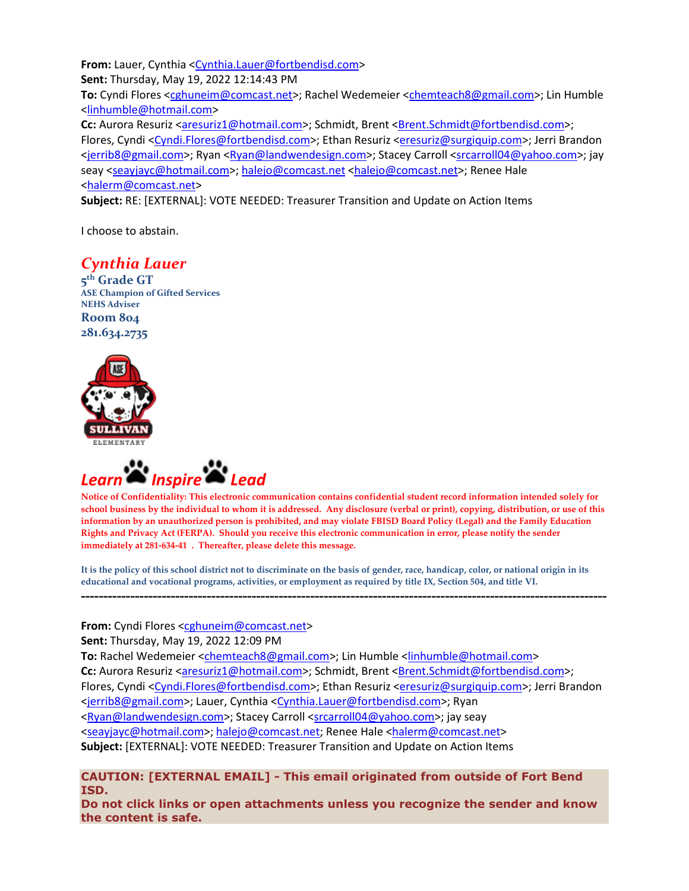**From:** Lauer, Cynthia <Cynthia.Lauer@fortbendisd.com>
**Sent:** Thursday, May 19, 2022 12:14:43 PM
**To:** Cyndi Flores <cghuneim@comcast.net>; Rachel Wedemeier <chemteach8@gmail.com>; Lin Humble <linhumble@hotmail.com>
**Cc:** Aurora Resuriz <aresuriz1@hotmail.com>; Schmidt, Brent <Brent.Schmidt@fortbendisd.com>; Flores, Cyndi <Cyndi.Flores@fortbendisd.com>; Ethan Resuriz <eresuriz@surgiquip.com>; Jerri Brandon <jerrib8@gmail.com>; Ryan <Ryan@landwendesign.com>; Stacey Carroll <srcarroll04@yahoo.com>; jay seay <seayjayc@hotmail.com>; halejo@comcast.net <halejo@comcast.net>; Renee Hale <halerm@comcast.net>
**Subject:** RE: [EXTERNAL]: VOTE NEEDED: Treasurer Transition and Update on Action Items

I choose to abstain.

***Cynthia Lauer***
**5th Grade GT**
**ASE Champion of Gifted Services**
**NEHS Adviser**
**Room 804**
**281.634.2735**

SULLIVAN ELEMENTARY

***Learn Inspire Lead***

**Notice of Confidentiality: This electronic communication contains confidential student record information intended solely for school business by the individual to whom it is addressed. Any disclosure (verbal or print), copying, distribution, or use of this information by an unauthorized person is prohibited, and may violate FBISD Board Policy (Legal) and the Family Education Rights and Privacy Act (FERPA). Should you receive this electronic communication in error, please notify the sender immediately at 281-634-41 . Thereafter, please delete this message.**

**It is the policy of this school district not to discriminate on the basis of gender, race, handicap, color, or national origin in its educational and vocational programs, activities, or employment as required by title IX, Section 504, and title VI.**

---

**From:** Cyndi Flores <cghuneim@comcast.net>
**Sent:** Thursday, May 19, 2022 12:09 PM
**To:** Rachel Wedemeier <chemteach8@gmail.com>; Lin Humble <linhumble@hotmail.com>
**Cc:** Aurora Resuriz <aresuriz1@hotmail.com>; Schmidt, Brent <Brent.Schmidt@fortbendisd.com>; Flores, Cyndi <Cyndi.Flores@fortbendisd.com>; Ethan Resuriz <eresuriz@surgiquip.com>; Jerri Brandon <jerrib8@gmail.com>; Lauer, Cynthia <Cynthia.Lauer@fortbendisd.com>; Ryan <Ryan@landwendesign.com>; Stacey Carroll <srcarroll04@yahoo.com>; jay seay <seayjayc@hotmail.com>; halejo@comcast.net; Renee Hale <halerm@comcast.net>
**Subject:** [EXTERNAL]: VOTE NEEDED: Treasurer Transition and Update on Action Items

**CAUTION: [EXTERNAL EMAIL] - This email originated from outside of Fort Bend ISD.**
**Do not click links or open attachments unless you recognize the sender and know the content is safe.**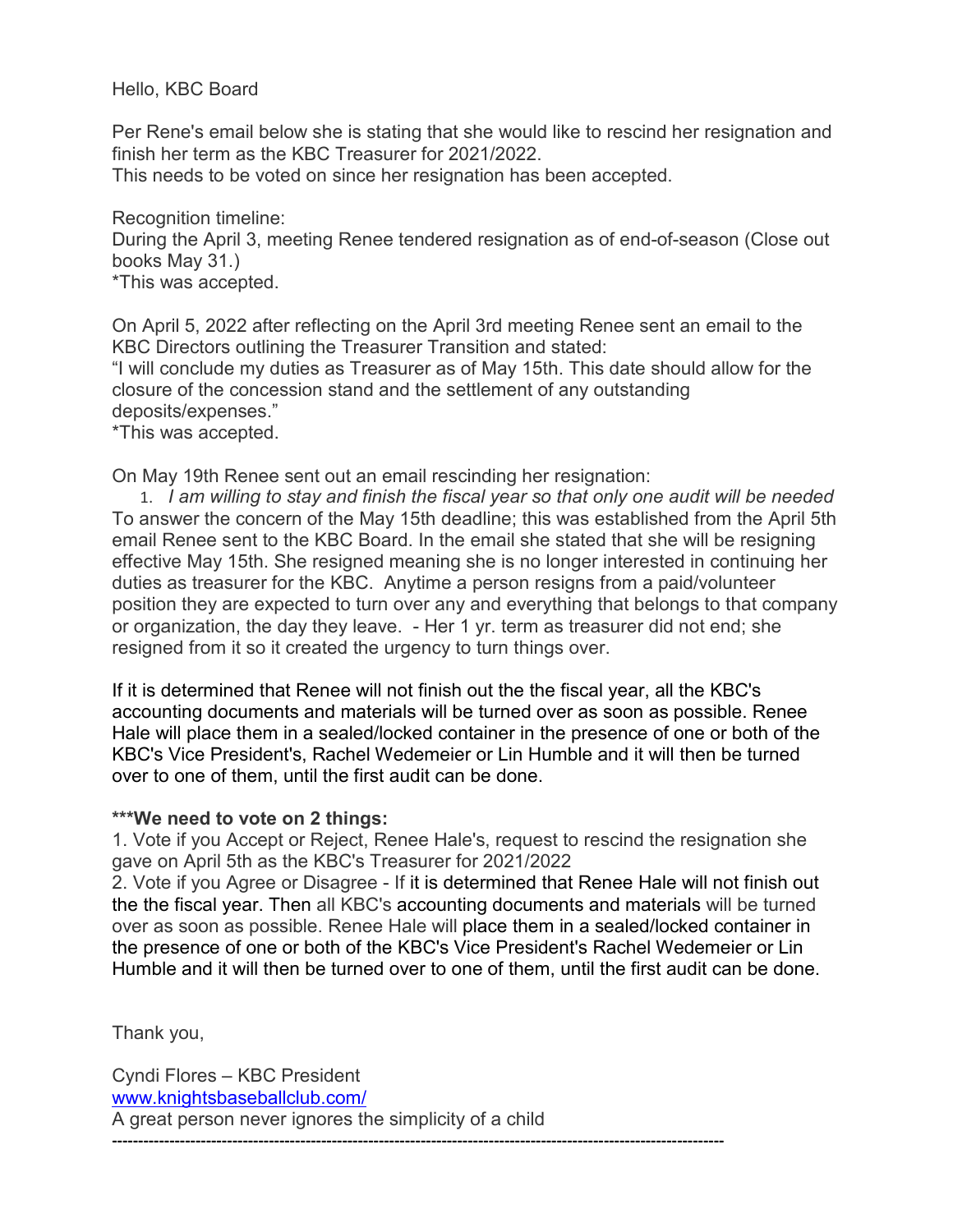Hello, KBC Board

Per Rene's email below she is stating that she would like to rescind her resignation and finish her term as the KBC Treasurer for 2021/2022.
This needs to be voted on since her resignation has been accepted.

Recognition timeline:
During the April 3, meeting Renee tendered resignation as of end-of-season (Close out books May 31.)
*This was accepted.

On April 5, 2022 after reflecting on the April 3rd meeting Renee sent an email to the KBC Directors outlining the Treasurer Transition and stated:
"I will conclude my duties as Treasurer as of May 15th. This date should allow for the closure of the concession stand and the settlement of any outstanding deposits/expenses."
*This was accepted.

On May 19th Renee sent out an email rescinding her resignation:

1. *I am willing to stay and finish the fiscal year so that only one audit will be needed*

To answer the concern of the May 15th deadline; this was established from the April 5th email Renee sent to the KBC Board. In the email she stated that she will be resigning effective May 15th. She resigned meaning she is no longer interested in continuing her duties as treasurer for the KBC. Anytime a person resigns from a paid/volunteer position they are expected to turn over any and everything that belongs to that company or organization, the day they leave. - Her 1 yr. term as treasurer did not end; she resigned from it so it created the urgency to turn things over.

If it is determined that Renee will not finish out the the fiscal year, all the KBC's accounting documents and materials will be turned over as soon as possible. Renee Hale will place them in a sealed/locked container in the presence of one or both of the KBC's Vice President's, Rachel Wedemeier or Lin Humble and it will then be turned over to one of them, until the first audit can be done.

**\*\*\*We need to vote on 2 things:**

1. Vote if you Accept or Reject, Renee Hale's, request to rescind the resignation she gave on April 5th as the KBC's Treasurer for 2021/2022
2. Vote if you Agree or Disagree - If it is determined that Renee Hale will not finish out the the fiscal year. Then all KBC's accounting documents and materials will be turned over as soon as possible. Renee Hale will place them in a sealed/locked container in the presence of one or both of the KBC's Vice President's Rachel Wedemeier or Lin Humble and it will then be turned over to one of them, until the first audit can be done.

Thank you,

Cyndi Flores – KBC President
www.knightsbaseballclub.com/
A great person never ignores the simplicity of a child

---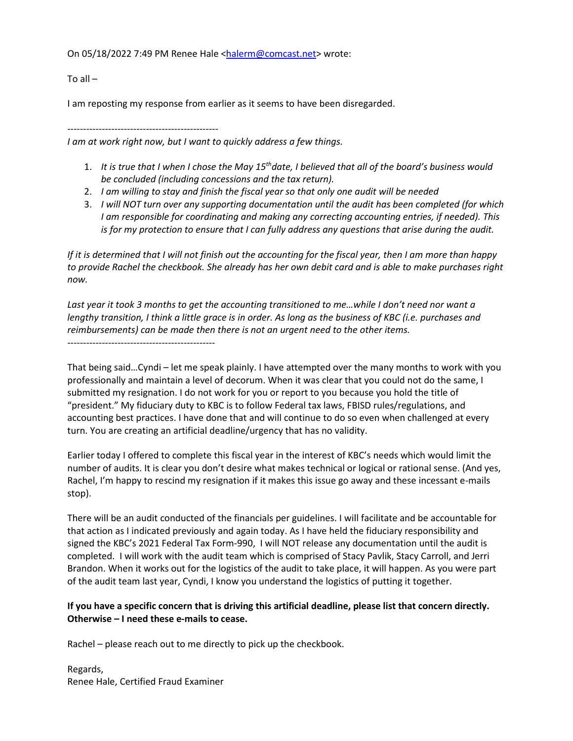On 05/18/2022 7:49 PM Renee Hale <halerm@comcast.net> wrote:

To all –

I am reposting my response from earlier as it seems to have been disregarded.

------------------------------------------------

*I am at work right now, but I want to quickly address a few things.*

1. *It is true that I when I chose the May 15th date, I believed that all of the board's business would be concluded (including concessions and the tax return).*
2. *I am willing to stay and finish the fiscal year so that only one audit will be needed*
3. *I will NOT turn over any supporting documentation until the audit has been completed (for which I am responsible for coordinating and making any correcting accounting entries, if needed). This is for my protection to ensure that I can fully address any questions that arise during the audit.*

*If it is determined that I will not finish out the accounting for the fiscal year, then I am more than happy to provide Rachel the checkbook. She already has her own debit card and is able to make purchases right now.*

*Last year it took 3 months to get the accounting transitioned to me…while I don't need nor want a lengthy transition, I think a little grace is in order. As long as the business of KBC (i.e. purchases and reimbursements) can be made then there is not an urgent need to the other items.*

-----------------------------------------------

That being said…Cyndi – let me speak plainly. I have attempted over the many months to work with you professionally and maintain a level of decorum. When it was clear that you could not do the same, I submitted my resignation. I do not work for you or report to you because you hold the title of "president." My fiduciary duty to KBC is to follow Federal tax laws, FBISD rules/regulations, and accounting best practices. I have done that and will continue to do so even when challenged at every turn. You are creating an artificial deadline/urgency that has no validity.

Earlier today I offered to complete this fiscal year in the interest of KBC's needs which would limit the number of audits. It is clear you don't desire what makes technical or logical or rational sense. (And yes, Rachel, I'm happy to rescind my resignation if it makes this issue go away and these incessant e-mails stop).

There will be an audit conducted of the financials per guidelines. I will facilitate and be accountable for that action as I indicated previously and again today. As I have held the fiduciary responsibility and signed the KBC's 2021 Federal Tax Form-990, I will NOT release any documentation until the audit is completed. I will work with the audit team which is comprised of Stacy Pavlik, Stacy Carroll, and Jerri Brandon. When it works out for the logistics of the audit to take place, it will happen. As you were part of the audit team last year, Cyndi, I know you understand the logistics of putting it together.

**If you have a specific concern that is driving this artificial deadline, please list that concern directly. Otherwise – I need these e-mails to cease.**

Rachel – please reach out to me directly to pick up the checkbook.

Regards,
Renee Hale, Certified Fraud Examiner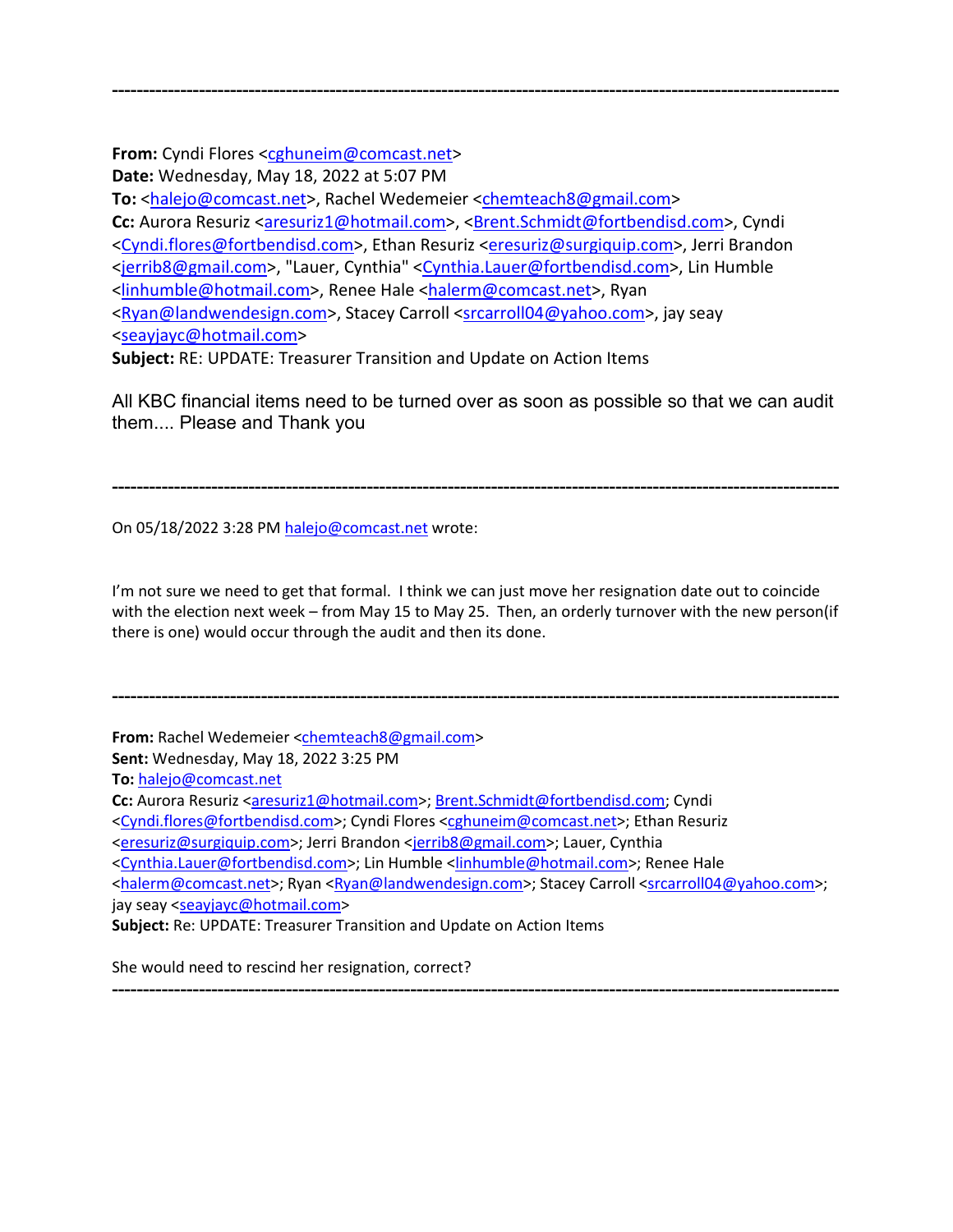---

**From:** Cyndi Flores <cghuneim@comcast.net>
**Date:** Wednesday, May 18, 2022 at 5:07 PM
**To:** <halejo@comcast.net>, Rachel Wedemeier <chemteach8@gmail.com>
**Cc:** Aurora Resuriz <aresuriz1@hotmail.com>, <Brent.Schmidt@fortbendisd.com>, Cyndi <Cyndi.flores@fortbendisd.com>, Ethan Resuriz <eresuriz@surgiquip.com>, Jerri Brandon <jerrib8@gmail.com>, "Lauer, Cynthia" <Cynthia.Lauer@fortbendisd.com>, Lin Humble <linhumble@hotmail.com>, Renee Hale <halerm@comcast.net>, Ryan <Ryan@landwendesign.com>, Stacey Carroll <srcarroll04@yahoo.com>, jay seay <seayjayc@hotmail.com>
**Subject:** RE: UPDATE: Treasurer Transition and Update on Action Items

All KBC financial items need to be turned over as soon as possible so that we can audit them.... Please and Thank you

---

On 05/18/2022 3:28 PM halejo@comcast.net wrote:

I'm not sure we need to get that formal. I think we can just move her resignation date out to coincide with the election next week – from May 15 to May 25. Then, an orderly turnover with the new person(if there is one) would occur through the audit and then its done.

---

**From:** Rachel Wedemeier <chemteach8@gmail.com>
**Sent:** Wednesday, May 18, 2022 3:25 PM
**To:** halejo@comcast.net
**Cc:** Aurora Resuriz <aresuriz1@hotmail.com>; Brent.Schmidt@fortbendisd.com; Cyndi <Cyndi.flores@fortbendisd.com>; Cyndi Flores <cghuneim@comcast.net>; Ethan Resuriz <eresuriz@surgiquip.com>; Jerri Brandon <jerrib8@gmail.com>; Lauer, Cynthia <Cynthia.Lauer@fortbendisd.com>; Lin Humble <linhumble@hotmail.com>; Renee Hale <halerm@comcast.net>; Ryan <Ryan@landwendesign.com>; Stacey Carroll <srcarroll04@yahoo.com>; jay seay <seayjayc@hotmail.com>
**Subject:** Re: UPDATE: Treasurer Transition and Update on Action Items

She would need to rescind her resignation, correct?

---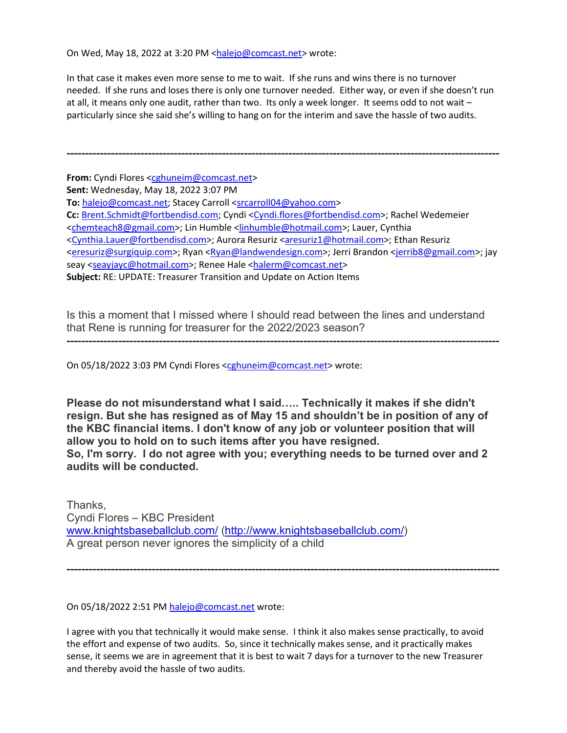On Wed, May 18, 2022 at 3:20 PM <halejo@comcast.net> wrote:

In that case it makes even more sense to me to wait. If she runs and wins there is no turnover needed. If she runs and loses there is only one turnover needed. Either way, or even if she doesn't run at all, it means only one audit, rather than two. Its only a week longer. It seems odd to not wait – particularly since she said she's willing to hang on for the interim and save the hassle of two audits.

---

**From:** Cyndi Flores <cghuneim@comcast.net>
**Sent:** Wednesday, May 18, 2022 3:07 PM
**To:** halejo@comcast.net; Stacey Carroll <srcarroll04@yahoo.com>
**Cc:** Brent.Schmidt@fortbendisd.com; Cyndi <Cyndi.flores@fortbendisd.com>; Rachel Wedemeier <chemteach8@gmail.com>; Lin Humble <linhumble@hotmail.com>; Lauer, Cynthia <Cynthia.Lauer@fortbendisd.com>; Aurora Resuriz <aresuriz1@hotmail.com>; Ethan Resuriz <eresuriz@surgiquip.com>; Ryan <Ryan@landwendesign.com>; Jerri Brandon <jerrib8@gmail.com>; jay seay <seayjayc@hotmail.com>; Renee Hale <halerm@comcast.net>
**Subject:** RE: UPDATE: Treasurer Transition and Update on Action Items

Is this a moment that I missed where I should read between the lines and understand that Rene is running for treasurer for the 2022/2023 season?

---

On 05/18/2022 3:03 PM Cyndi Flores <cghuneim@comcast.net> wrote:

**Please do not misunderstand what I said….. Technically it makes if she didn't resign. But she has resigned as of May 15 and shouldn't be in position of any of the KBC financial items. I don't know of any job or volunteer position that will allow you to hold on to such items after you have resigned.**
**So, I'm sorry. I do not agree with you; everything needs to be turned over and 2 audits will be conducted.**

Thanks,
Cyndi Flores – KBC President
www.knightsbaseballclub.com/ (http://www.knightsbaseballclub.com/)
A great person never ignores the simplicity of a child

---

On 05/18/2022 2:51 PM halejo@comcast.net wrote:

I agree with you that technically it would make sense. I think it also makes sense practically, to avoid the effort and expense of two audits. So, since it technically makes sense, and it practically makes sense, it seems we are in agreement that it is best to wait 7 days for a turnover to the new Treasurer and thereby avoid the hassle of two audits.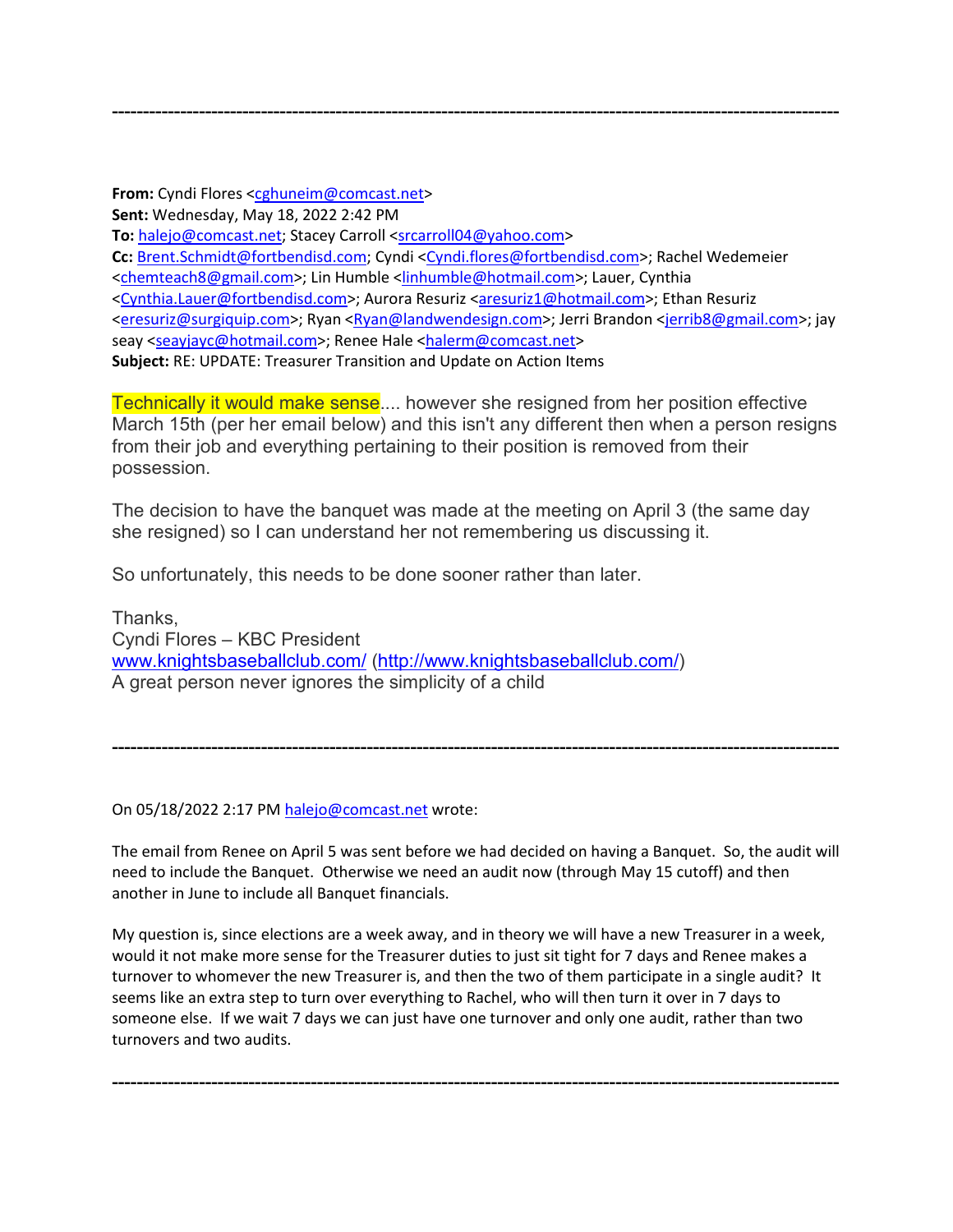---

**From:** Cyndi Flores <cghuneim@comcast.net>
**Sent:** Wednesday, May 18, 2022 2:42 PM
**To:** halejo@comcast.net; Stacey Carroll <srcarroll04@yahoo.com>
**Cc:** Brent.Schmidt@fortbendisd.com; Cyndi <Cyndi.flores@fortbendisd.com>; Rachel Wedemeier <chemteach8@gmail.com>; Lin Humble <linhumble@hotmail.com>; Lauer, Cynthia <Cynthia.Lauer@fortbendisd.com>; Aurora Resuriz <aresuriz1@hotmail.com>; Ethan Resuriz <eresuriz@surgiquip.com>; Ryan <Ryan@landwendesign.com>; Jerri Brandon <jerrib8@gmail.com>; jay seay <seayjayc@hotmail.com>; Renee Hale <halerm@comcast.net>
**Subject:** RE: UPDATE: Treasurer Transition and Update on Action Items

Technically it would make sense.... however she resigned from her position effective March 15th (per her email below) and this isn't any different then when a person resigns from their job and everything pertaining to their position is removed from their possession.

The decision to have the banquet was made at the meeting on April 3 (the same day she resigned) so I can understand her not remembering us discussing it.

So unfortunately, this needs to be done sooner rather than later.

Thanks,
Cyndi Flores – KBC President
www.knightsbaseballclub.com/ (http://www.knightsbaseballclub.com/)
A great person never ignores the simplicity of a child

---

On 05/18/2022 2:17 PM halejo@comcast.net wrote:

The email from Renee on April 5 was sent before we had decided on having a Banquet. So, the audit will need to include the Banquet. Otherwise we need an audit now (through May 15 cutoff) and then another in June to include all Banquet financials.

My question is, since elections are a week away, and in theory we will have a new Treasurer in a week, would it not make more sense for the Treasurer duties to just sit tight for 7 days and Renee makes a turnover to whomever the new Treasurer is, and then the two of them participate in a single audit? It seems like an extra step to turn over everything to Rachel, who will then turn it over in 7 days to someone else. If we wait 7 days we can just have one turnover and only one audit, rather than two turnovers and two audits.

---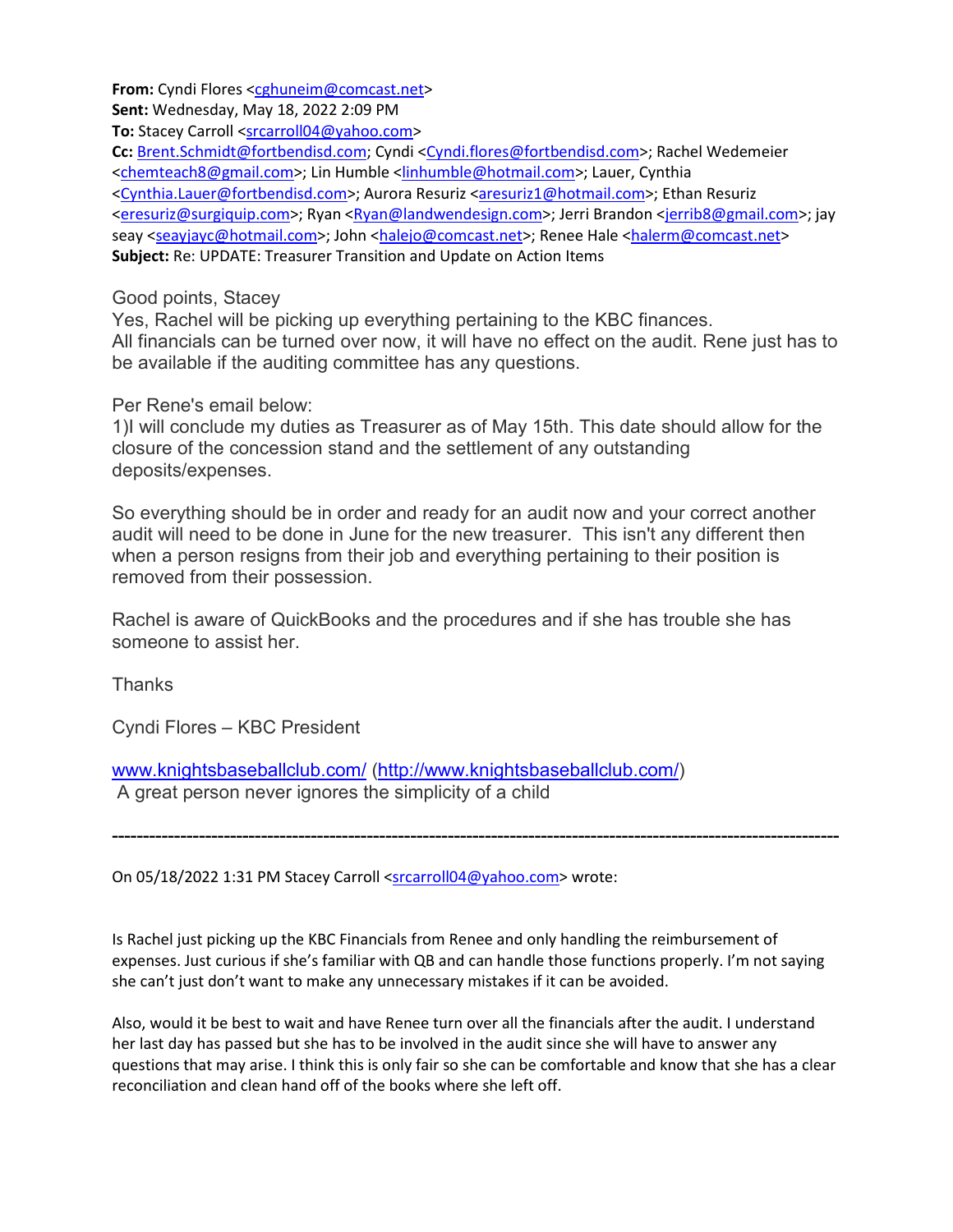**From:** Cyndi Flores <cghuneim@comcast.net>
**Sent:** Wednesday, May 18, 2022 2:09 PM
**To:** Stacey Carroll <srcarroll04@yahoo.com>
**Cc:** Brent.Schmidt@fortbendisd.com; Cyndi <Cyndi.flores@fortbendisd.com>; Rachel Wedemeier <chemteach8@gmail.com>; Lin Humble <linhumble@hotmail.com>; Lauer, Cynthia <Cynthia.Lauer@fortbendisd.com>; Aurora Resuriz <aresuriz1@hotmail.com>; Ethan Resuriz <eresuriz@surgiquip.com>; Ryan <Ryan@landwendesign.com>; Jerri Brandon <jerrib8@gmail.com>; jay seay <seayjayc@hotmail.com>; John <halejo@comcast.net>; Renee Hale <halerm@comcast.net>
**Subject:** Re: UPDATE: Treasurer Transition and Update on Action Items

Good points, Stacey
Yes, Rachel will be picking up everything pertaining to the KBC finances.
All financials can be turned over now, it will have no effect on the audit. Rene just has to be available if the auditing committee has any questions.

Per Rene's email below:
1)I will conclude my duties as Treasurer as of May 15th. This date should allow for the closure of the concession stand and the settlement of any outstanding deposits/expenses.

So everything should be in order and ready for an audit now and your correct another audit will need to be done in June for the new treasurer. This isn't any different then when a person resigns from their job and everything pertaining to their position is removed from their possession.

Rachel is aware of QuickBooks and the procedures and if she has trouble she has someone to assist her.

Thanks

Cyndi Flores – KBC President

www.knightsbaseballclub.com/ (http://www.knightsbaseballclub.com/)
A great person never ignores the simplicity of a child

---

On 05/18/2022 1:31 PM Stacey Carroll <srcarroll04@yahoo.com> wrote:

Is Rachel just picking up the KBC Financials from Renee and only handling the reimbursement of expenses. Just curious if she's familiar with QB and can handle those functions properly. I'm not saying she can't just don't want to make any unnecessary mistakes if it can be avoided.

Also, would it be best to wait and have Renee turn over all the financials after the audit. I understand her last day has passed but she has to be involved in the audit since she will have to answer any questions that may arise. I think this is only fair so she can be comfortable and know that she has a clear reconciliation and clean hand off of the books where she left off.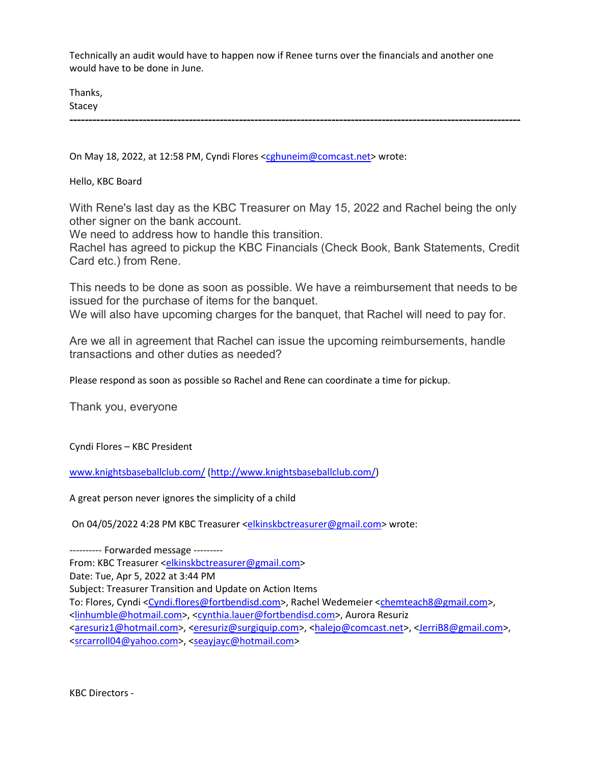Technically an audit would have to happen now if Renee turns over the financials and another one would have to be done in June.

Thanks,
Stacey

---

On May 18, 2022, at 12:58 PM, Cyndi Flores <cghuneim@comcast.net> wrote:

Hello, KBC Board

With Rene's last day as the KBC Treasurer on May 15, 2022 and Rachel being the only other signer on the bank account.
We need to address how to handle this transition.
Rachel has agreed to pickup the KBC Financials (Check Book, Bank Statements, Credit Card etc.) from Rene.

This needs to be done as soon as possible. We have a reimbursement that needs to be issued for the purchase of items for the banquet.
We will also have upcoming charges for the banquet, that Rachel will need to pay for.

Are we all in agreement that Rachel can issue the upcoming reimbursements, handle transactions and other duties as needed?

Please respond as soon as possible so Rachel and Rene can coordinate a time for pickup.

Thank you, everyone

Cyndi Flores – KBC President

www.knightsbaseballclub.com/ (http://www.knightsbaseballclub.com/)

A great person never ignores the simplicity of a child

On 04/05/2022 4:28 PM KBC Treasurer <elkinskbctreasurer@gmail.com> wrote:

---------- Forwarded message ---------
From: KBC Treasurer <elkinskbctreasurer@gmail.com>
Date: Tue, Apr 5, 2022 at 3:44 PM
Subject: Treasurer Transition and Update on Action Items
To: Flores, Cyndi <Cyndi.flores@fortbendisd.com>, Rachel Wedemeier <chemteach8@gmail.com>, <linhumble@hotmail.com>, <cynthia.lauer@fortbendisd.com>, Aurora Resuriz <aresuriz1@hotmail.com>, <eresuriz@surgiquip.com>, <halejo@comcast.net>, <JerriB8@gmail.com>, <srcarroll04@yahoo.com>, <seayjayc@hotmail.com>

KBC Directors -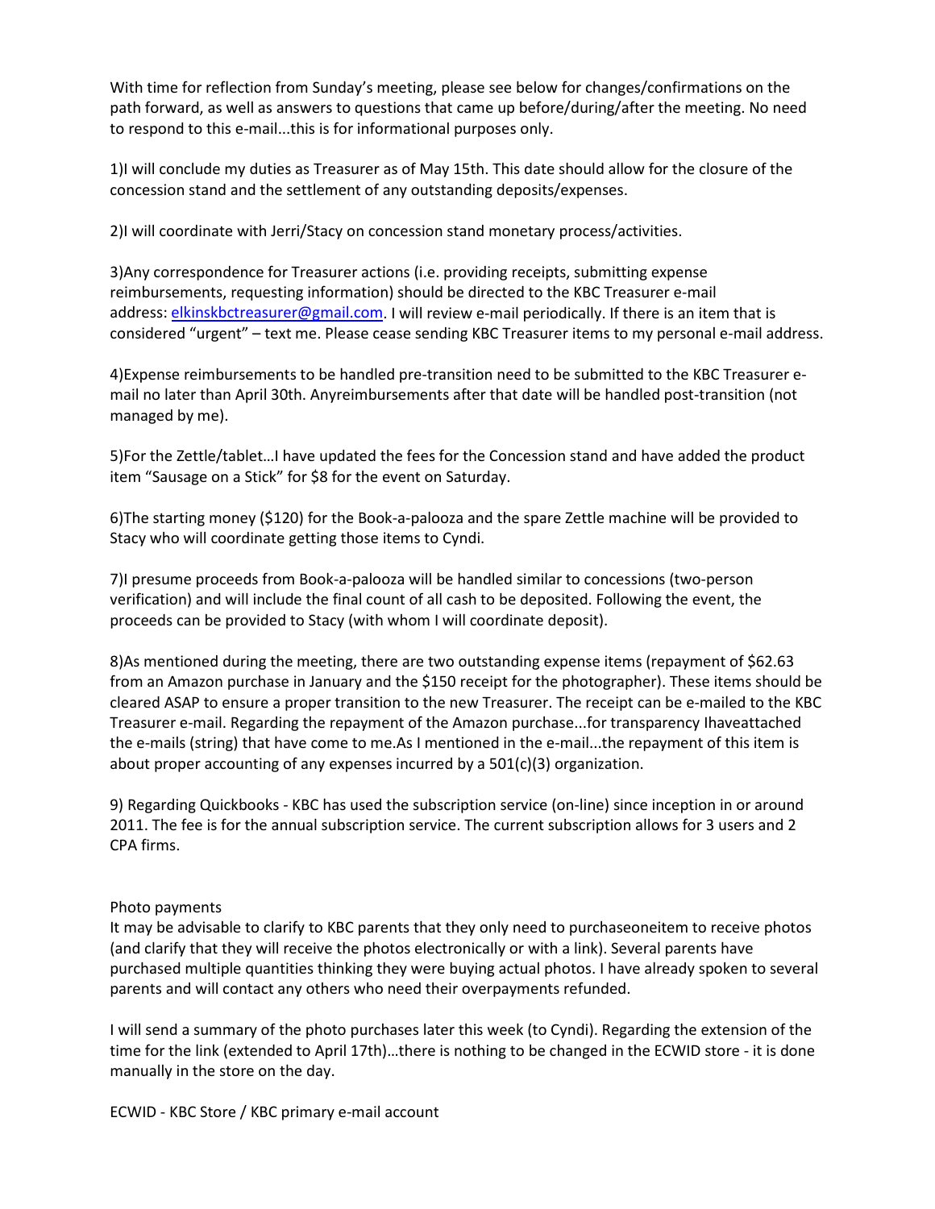With time for reflection from Sunday's meeting, please see below for changes/confirmations on the path forward, as well as answers to questions that came up before/during/after the meeting. No need to respond to this e-mail...this is for informational purposes only.

1)I will conclude my duties as Treasurer as of May 15th. This date should allow for the closure of the concession stand and the settlement of any outstanding deposits/expenses.

2)I will coordinate with Jerri/Stacy on concession stand monetary process/activities.

3)Any correspondence for Treasurer actions (i.e. providing receipts, submitting expense reimbursements, requesting information) should be directed to the KBC Treasurer e-mail address: elkinskbctreasurer@gmail.com. I will review e-mail periodically. If there is an item that is considered "urgent" – text me. Please cease sending KBC Treasurer items to my personal e-mail address.

4)Expense reimbursements to be handled pre-transition need to be submitted to the KBC Treasurer e-mail no later than April 30th. Anyreimbursements after that date will be handled post-transition (not managed by me).

5)For the Zettle/tablet…I have updated the fees for the Concession stand and have added the product item "Sausage on a Stick" for $8 for the event on Saturday.

6)The starting money ($120) for the Book-a-palooza and the spare Zettle machine will be provided to Stacy who will coordinate getting those items to Cyndi.

7)I presume proceeds from Book-a-palooza will be handled similar to concessions (two-person verification) and will include the final count of all cash to be deposited. Following the event, the proceeds can be provided to Stacy (with whom I will coordinate deposit).

8)As mentioned during the meeting, there are two outstanding expense items (repayment of $62.63 from an Amazon purchase in January and the $150 receipt for the photographer). These items should be cleared ASAP to ensure a proper transition to the new Treasurer. The receipt can be e-mailed to the KBC Treasurer e-mail. Regarding the repayment of the Amazon purchase...for transparency Ihaveattached the e-mails (string) that have come to me.As I mentioned in the e-mail...the repayment of this item is about proper accounting of any expenses incurred by a 501(c)(3) organization.

9) Regarding Quickbooks - KBC has used the subscription service (on-line) since inception in or around 2011. The fee is for the annual subscription service. The current subscription allows for 3 users and 2 CPA firms.

Photo payments

It may be advisable to clarify to KBC parents that they only need to purchaseoneitem to receive photos (and clarify that they will receive the photos electronically or with a link). Several parents have purchased multiple quantities thinking they were buying actual photos. I have already spoken to several parents and will contact any others who need their overpayments refunded.

I will send a summary of the photo purchases later this week (to Cyndi). Regarding the extension of the time for the link (extended to April 17th)…there is nothing to be changed in the ECWID store - it is done manually in the store on the day.

ECWID - KBC Store / KBC primary e-mail account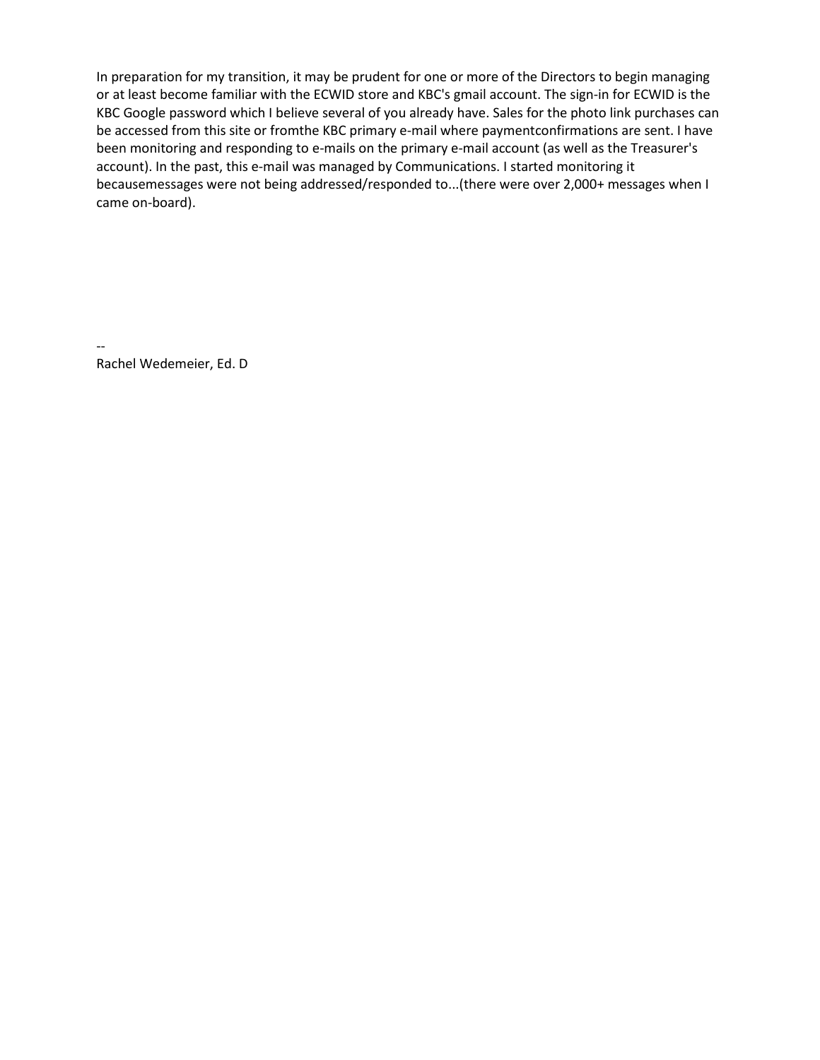In preparation for my transition, it may be prudent for one or more of the Directors to begin managing or at least become familiar with the ECWID store and KBC's gmail account. The sign-in for ECWID is the KBC Google password which I believe several of you already have. Sales for the photo link purchases can be accessed from this site or fromthe KBC primary e-mail where paymentconfirmations are sent. I have been monitoring and responding to e-mails on the primary e-mail account (as well as the Treasurer's account). In the past, this e-mail was managed by Communications. I started monitoring it becausemessages were not being addressed/responded to...(there were over 2,000+ messages when I came on-board).

--
Rachel Wedemeier, Ed. D